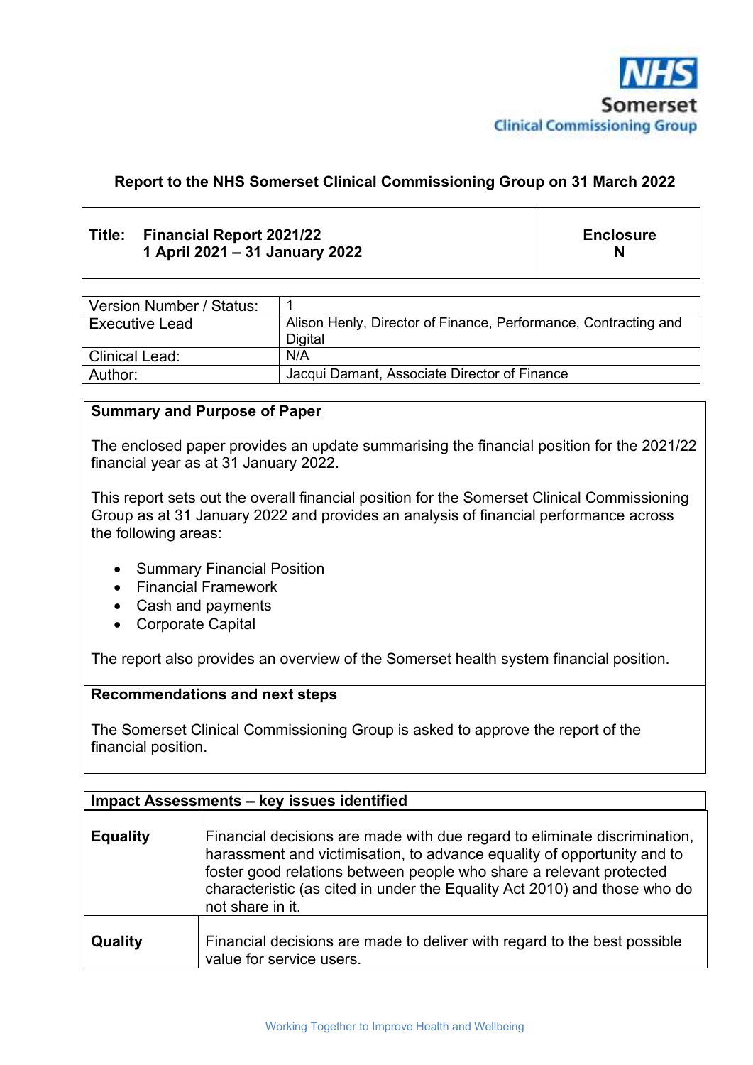NHS Somerset Clinical Commissioning Group

**Report to the NHS Somerset Clinical Commissioning Group on 31 March 2022**

| Title: Financial Report 2021/22<br>1 April 2021 – 31 January 2022 | Enclosure N |
|---|---|

| | |
|---|---|
| Version Number / Status: | 1 |
| Executive Lead | Alison Henly, Director of Finance, Performance, Contracting and Digital |
| Clinical Lead: | N/A |
| Author: | Jacqui Damant, Associate Director of Finance |

**Summary and Purpose of Paper**

The enclosed paper provides an update summarising the financial position for the 2021/22 financial year as at 31 January 2022.

This report sets out the overall financial position for the Somerset Clinical Commissioning Group as at 31 January 2022 and provides an analysis of financial performance across the following areas:

- Summary Financial Position
- Financial Framework
- Cash and payments
- Corporate Capital

The report also provides an overview of the Somerset health system financial position.

**Recommendations and next steps**

The Somerset Clinical Commissioning Group is asked to approve the report of the financial position.

| Impact Assessments – key issues identified | |
|---|---|
| **Equality** | Financial decisions are made with due regard to eliminate discrimination, harassment and victimisation, to advance equality of opportunity and to foster good relations between people who share a relevant protected characteristic (as cited in under the Equality Act 2010) and those who do not share in it. |
| **Quality** | Financial decisions are made to deliver with regard to the best possible value for service users. |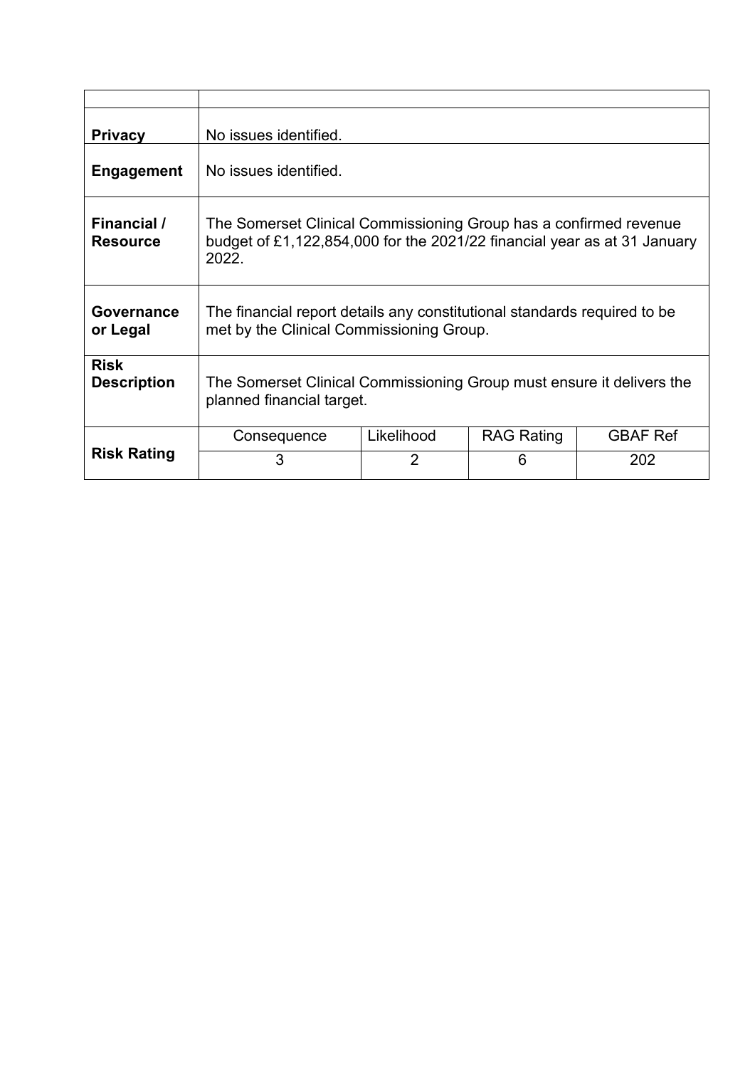| | | | | |
|---|---|---|---|---|
| **Privacy** | No issues identified. | | | |
| **Engagement** | No issues identified. | | | |
| **Financial / Resource** | The Somerset Clinical Commissioning Group has a confirmed revenue budget of £1,122,854,000 for the 2021/22 financial year as at 31 January 2022. | | | |
| **Governance or Legal** | The financial report details any constitutional standards required to be met by the Clinical Commissioning Group. | | | |
| **Risk Description** | The Somerset Clinical Commissioning Group must ensure it delivers the planned financial target. | | | |
| **Risk Rating** | Consequence | Likelihood | RAG Rating | GBAF Ref |
| | 3 | 2 | 6 | 202 |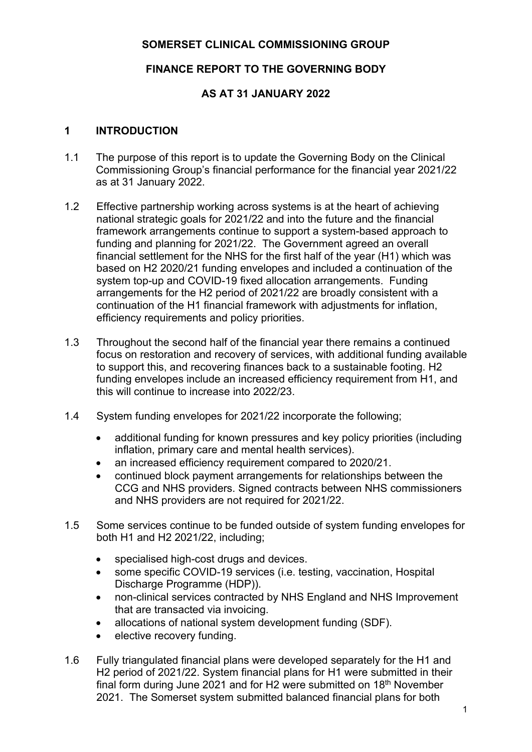**SOMERSET CLINICAL COMMISSIONING GROUP**

**FINANCE REPORT TO THE GOVERNING BODY**

**AS AT 31 JANUARY 2022**

## 1 INTRODUCTION

1.1 The purpose of this report is to update the Governing Body on the Clinical Commissioning Group's financial performance for the financial year 2021/22 as at 31 January 2022.

1.2 Effective partnership working across systems is at the heart of achieving national strategic goals for 2021/22 and into the future and the financial framework arrangements continue to support a system-based approach to funding and planning for 2021/22. The Government agreed an overall financial settlement for the NHS for the first half of the year (H1) which was based on H2 2020/21 funding envelopes and included a continuation of the system top-up and COVID-19 fixed allocation arrangements. Funding arrangements for the H2 period of 2021/22 are broadly consistent with a continuation of the H1 financial framework with adjustments for inflation, efficiency requirements and policy priorities.

1.3 Throughout the second half of the financial year there remains a continued focus on restoration and recovery of services, with additional funding available to support this, and recovering finances back to a sustainable footing. H2 funding envelopes include an increased efficiency requirement from H1, and this will continue to increase into 2022/23.

1.4 System funding envelopes for 2021/22 incorporate the following;

- additional funding for known pressures and key policy priorities (including inflation, primary care and mental health services).
- an increased efficiency requirement compared to 2020/21.
- continued block payment arrangements for relationships between the CCG and NHS providers. Signed contracts between NHS commissioners and NHS providers are not required for 2021/22.

1.5 Some services continue to be funded outside of system funding envelopes for both H1 and H2 2021/22, including;

- specialised high-cost drugs and devices.
- some specific COVID-19 services (i.e. testing, vaccination, Hospital Discharge Programme (HDP)).
- non-clinical services contracted by NHS England and NHS Improvement that are transacted via invoicing.
- allocations of national system development funding (SDF).
- elective recovery funding.

1.6 Fully triangulated financial plans were developed separately for the H1 and H2 period of 2021/22. System financial plans for H1 were submitted in their final form during June 2021 and for H2 were submitted on 18th November 2021. The Somerset system submitted balanced financial plans for both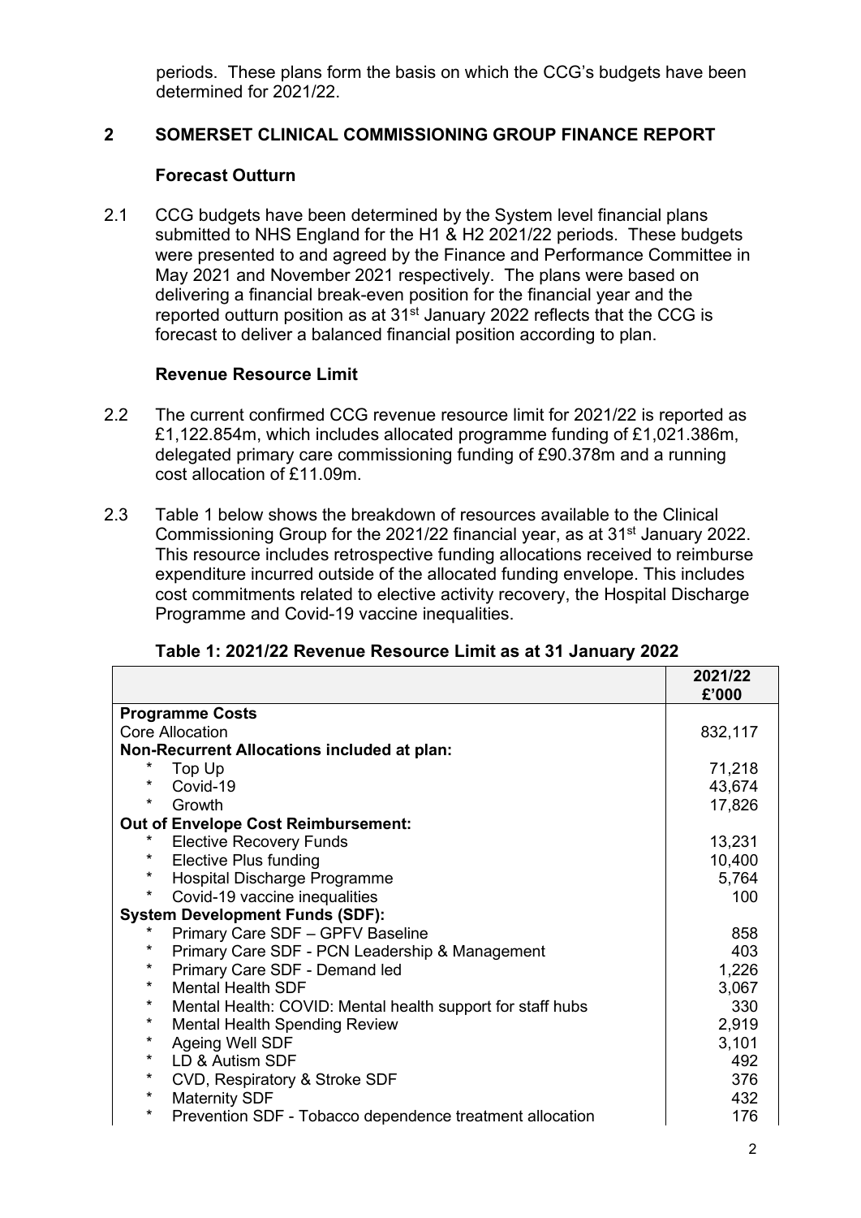periods. These plans form the basis on which the CCG's budgets have been determined for 2021/22.

## 2 SOMERSET CLINICAL COMMISSIONING GROUP FINANCE REPORT

### Forecast Outturn

2.1 CCG budgets have been determined by the System level financial plans submitted to NHS England for the H1 & H2 2021/22 periods. These budgets were presented to and agreed by the Finance and Performance Committee in May 2021 and November 2021 respectively. The plans were based on delivering a financial break-even position for the financial year and the reported outturn position as at 31st January 2022 reflects that the CCG is forecast to deliver a balanced financial position according to plan.

### Revenue Resource Limit

2.2 The current confirmed CCG revenue resource limit for 2021/22 is reported as £1,122.854m, which includes allocated programme funding of £1,021.386m, delegated primary care commissioning funding of £90.378m and a running cost allocation of £11.09m.

2.3 Table 1 below shows the breakdown of resources available to the Clinical Commissioning Group for the 2021/22 financial year, as at 31st January 2022. This resource includes retrospective funding allocations received to reimburse expenditure incurred outside of the allocated funding envelope. This includes cost commitments related to elective activity recovery, the Hospital Discharge Programme and Covid-19 vaccine inequalities.

**Table 1: 2021/22 Revenue Resource Limit as at 31 January 2022**

| | 2021/22 £'000 |
|---|---|
| **Programme Costs** | |
| Core Allocation | 832,117 |
| **Non-Recurrent Allocations included at plan:** | |
| * Top Up | 71,218 |
| * Covid-19 | 43,674 |
| * Growth | 17,826 |
| **Out of Envelope Cost Reimbursement:** | |
| * Elective Recovery Funds | 13,231 |
| * Elective Plus funding | 10,400 |
| * Hospital Discharge Programme | 5,764 |
| * Covid-19 vaccine inequalities | 100 |
| **System Development Funds (SDF):** | |
| * Primary Care SDF – GPFV Baseline | 858 |
| * Primary Care SDF - PCN Leadership & Management | 403 |
| * Primary Care SDF - Demand led | 1,226 |
| * Mental Health SDF | 3,067 |
| * Mental Health: COVID: Mental health support for staff hubs | 330 |
| * Mental Health Spending Review | 2,919 |
| * Ageing Well SDF | 3,101 |
| * LD & Autism SDF | 492 |
| * CVD, Respiratory & Stroke SDF | 376 |
| * Maternity SDF | 432 |
| * Prevention SDF - Tobacco dependence treatment allocation | 176 |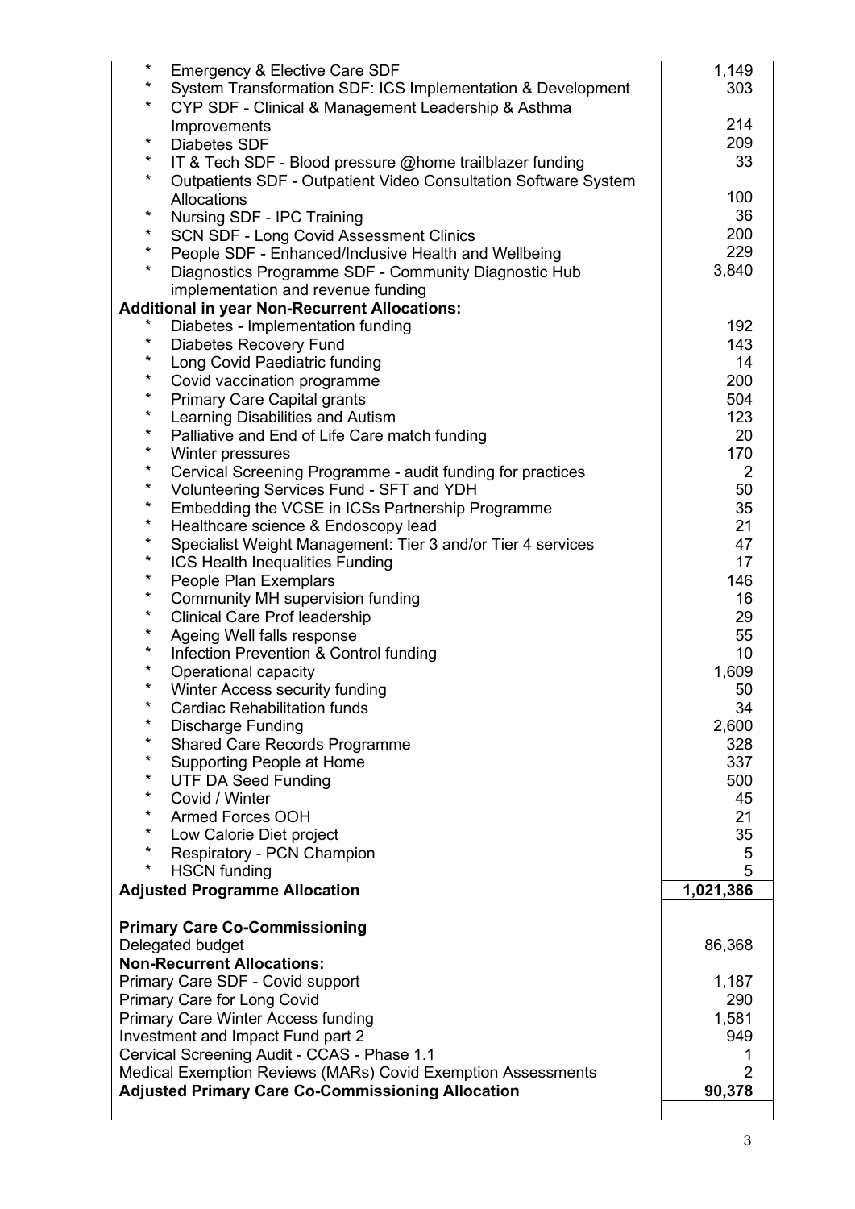| | |
|---|---|
| * Emergency & Elective Care SDF | 1,149 |
| * System Transformation SDF: ICS Implementation & Development | 303 |
| * CYP SDF - Clinical & Management Leadership & Asthma Improvements | 214 |
| * Diabetes SDF | 209 |
| * IT & Tech SDF - Blood pressure @home trailblazer funding | 33 |
| * Outpatients SDF - Outpatient Video Consultation Software System Allocations | 100 |
| * Nursing SDF - IPC Training | 36 |
| * SCN SDF - Long Covid Assessment Clinics | 200 |
| * People SDF - Enhanced/Inclusive Health and Wellbeing | 229 |
| * Diagnostics Programme SDF - Community Diagnostic Hub implementation and revenue funding | 3,840 |
| **Additional in year Non-Recurrent Allocations:** | |
| * Diabetes - Implementation funding | 192 |
| * Diabetes Recovery Fund | 143 |
| * Long Covid Paediatric funding | 14 |
| * Covid vaccination programme | 200 |
| * Primary Care Capital grants | 504 |
| * Learning Disabilities and Autism | 123 |
| * Palliative and End of Life Care match funding | 20 |
| * Winter pressures | 170 |
| * Cervical Screening Programme - audit funding for practices | 2 |
| * Volunteering Services Fund - SFT and YDH | 50 |
| * Embedding the VCSE in ICSs Partnership Programme | 35 |
| * Healthcare science & Endoscopy lead | 21 |
| * Specialist Weight Management: Tier 3 and/or Tier 4 services | 47 |
| * ICS Health Inequalities Funding | 17 |
| * People Plan Exemplars | 146 |
| * Community MH supervision funding | 16 |
| * Clinical Care Prof leadership | 29 |
| * Ageing Well falls response | 55 |
| * Infection Prevention & Control funding | 10 |
| * Operational capacity | 1,609 |
| * Winter Access security funding | 50 |
| * Cardiac Rehabilitation funds | 34 |
| * Discharge Funding | 2,600 |
| * Shared Care Records Programme | 328 |
| * Supporting People at Home | 337 |
| * UTF DA Seed Funding | 500 |
| * Covid / Winter | 45 |
| * Armed Forces OOH | 21 |
| * Low Calorie Diet project | 35 |
| * Respiratory - PCN Champion | 5 |
| * HSCN funding | 5 |
| **Adjusted Programme Allocation** | **1,021,386** |
| | |
| **Primary Care Co-Commissioning** | |
| Delegated budget | 86,368 |
| **Non-Recurrent Allocations:** | |
| Primary Care SDF - Covid support | 1,187 |
| Primary Care for Long Covid | 290 |
| Primary Care Winter Access funding | 1,581 |
| Investment and Impact Fund part 2 | 949 |
| Cervical Screening Audit - CCAS - Phase 1.1 | 1 |
| Medical Exemption Reviews (MARs) Covid Exemption Assessments | 2 |
| **Adjusted Primary Care Co-Commissioning Allocation** | **90,378** |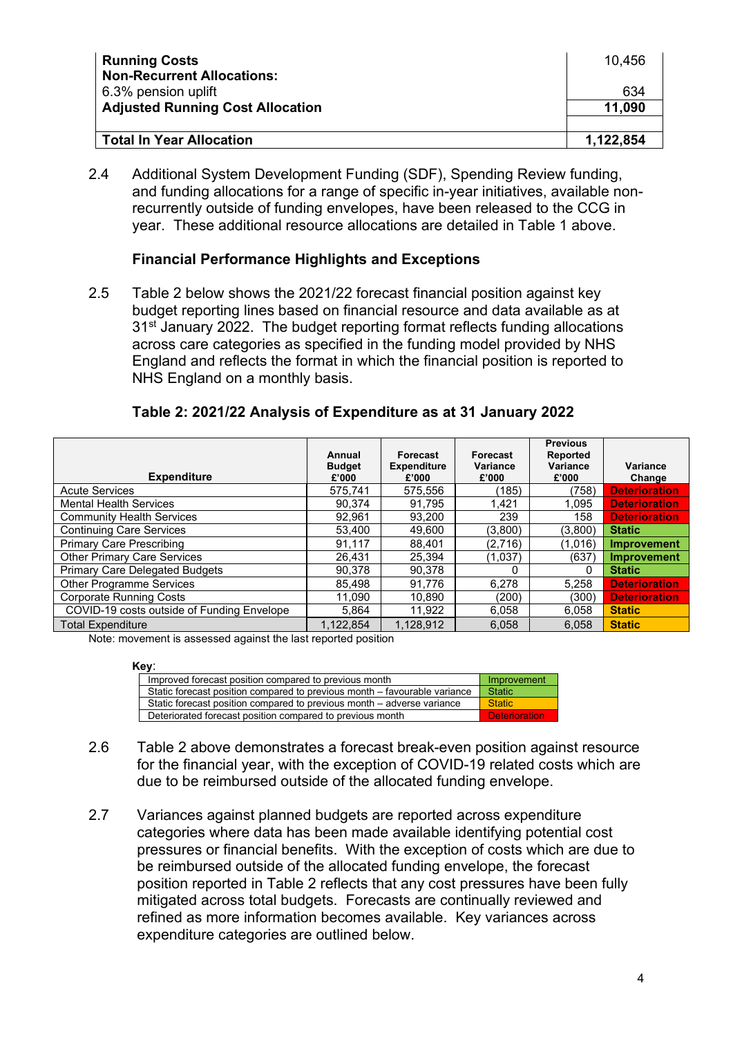| | |
|---|---|
| **Running Costs** | 10,456 |
| **Non-Recurrent Allocations:** | |
| 6.3% pension uplift | 634 |
| **Adjusted Running Cost Allocation** | **11,090** |
| | |
| **Total In Year Allocation** | **1,122,854** |

2.4 Additional System Development Funding (SDF), Spending Review funding, and funding allocations for a range of specific in-year initiatives, available non-recurrently outside of funding envelopes, have been released to the CCG in year. These additional resource allocations are detailed in Table 1 above.

### Financial Performance Highlights and Exceptions

2.5 Table 2 below shows the 2021/22 forecast financial position against key budget reporting lines based on financial resource and data available as at 31st January 2022. The budget reporting format reflects funding allocations across care categories as specified in the funding model provided by NHS England and reflects the format in which the financial position is reported to NHS England on a monthly basis.

**Table 2: 2021/22 Analysis of Expenditure as at 31 January 2022**

| Expenditure | Annual Budget £'000 | Forecast Expenditure £'000 | Forecast Variance £'000 | Previous Reported Variance £'000 | Variance Change |
|---|---|---|---|---|---|
| Acute Services | 575,741 | 575,556 | (185) | (758) | **Deterioration** |
| Mental Health Services | 90,374 | 91,795 | 1,421 | 1,095 | **Deterioration** |
| Community Health Services | 92,961 | 93,200 | 239 | 158 | **Deterioration** |
| Continuing Care Services | 53,400 | 49,600 | (3,800) | (3,800) | **Static** |
| Primary Care Prescribing | 91,117 | 88,401 | (2,716) | (1,016) | **Improvement** |
| Other Primary Care Services | 26,431 | 25,394 | (1,037) | (637) | **Improvement** |
| Primary Care Delegated Budgets | 90,378 | 90,378 | 0 | 0 | **Static** |
| Other Programme Services | 85,498 | 91,776 | 6,278 | 5,258 | **Deterioration** |
| Corporate Running Costs | 11,090 | 10,890 | (200) | (300) | **Deterioration** |
| COVID-19 costs outside of Funding Envelope | 5,864 | 11,922 | 6,058 | 6,058 | **Static** |
| Total Expenditure | 1,122,854 | 1,128,912 | 6,058 | 6,058 | **Static** |

Note: movement is assessed against the last reported position

**Key**:

| | |
|---|---|
| Improved forecast position compared to previous month | Improvement |
| Static forecast position compared to previous month – favourable variance | Static |
| Static forecast position compared to previous month – adverse variance | Static |
| Deteriorated forecast position compared to previous month | Deterioration |

2.6 Table 2 above demonstrates a forecast break-even position against resource for the financial year, with the exception of COVID-19 related costs which are due to be reimbursed outside of the allocated funding envelope.

2.7 Variances against planned budgets are reported across expenditure categories where data has been made available identifying potential cost pressures or financial benefits. With the exception of costs which are due to be reimbursed outside of the allocated funding envelope, the forecast position reported in Table 2 reflects that any cost pressures have been fully mitigated across total budgets. Forecasts are continually reviewed and refined as more information becomes available. Key variances across expenditure categories are outlined below.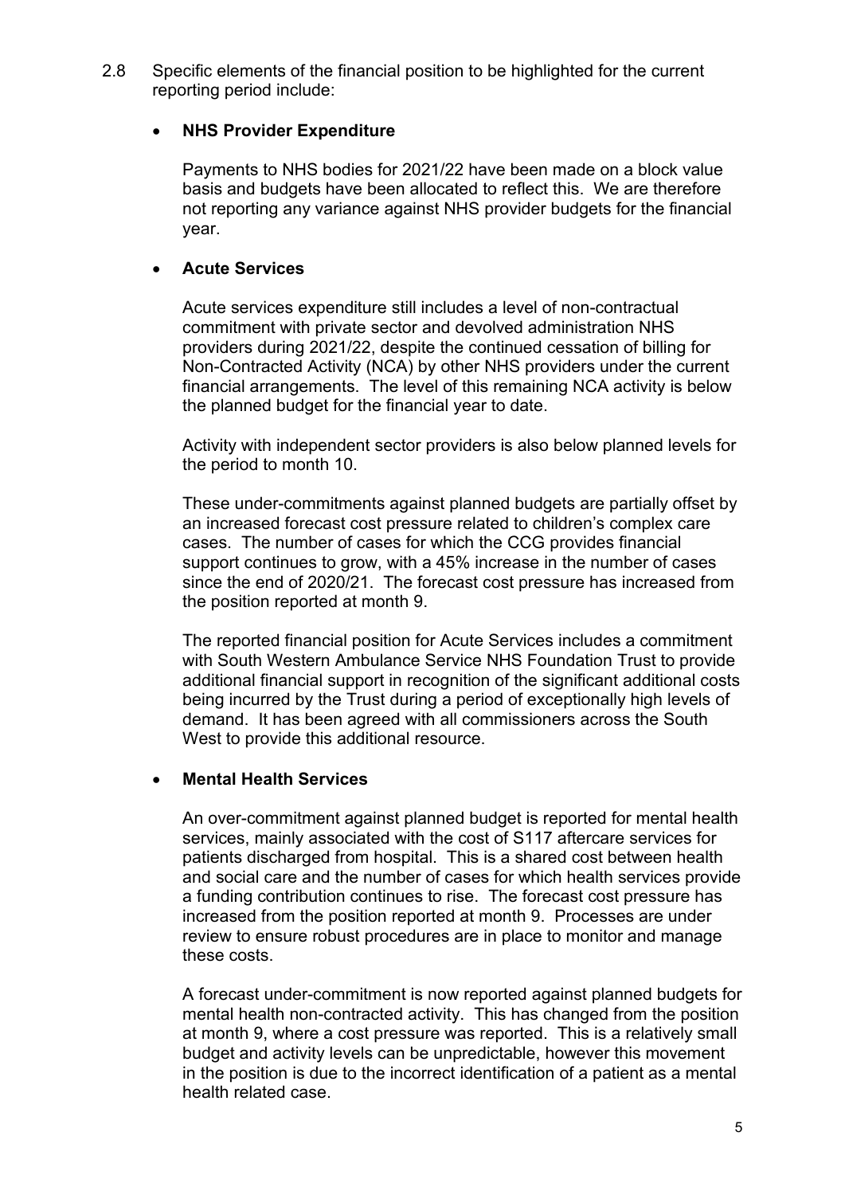2.8 Specific elements of the financial position to be highlighted for the current reporting period include:

- **NHS Provider Expenditure**

  Payments to NHS bodies for 2021/22 have been made on a block value basis and budgets have been allocated to reflect this. We are therefore not reporting any variance against NHS provider budgets for the financial year.

- **Acute Services**

  Acute services expenditure still includes a level of non-contractual commitment with private sector and devolved administration NHS providers during 2021/22, despite the continued cessation of billing for Non-Contracted Activity (NCA) by other NHS providers under the current financial arrangements. The level of this remaining NCA activity is below the planned budget for the financial year to date.

  Activity with independent sector providers is also below planned levels for the period to month 10.

  These under-commitments against planned budgets are partially offset by an increased forecast cost pressure related to children's complex care cases. The number of cases for which the CCG provides financial support continues to grow, with a 45% increase in the number of cases since the end of 2020/21. The forecast cost pressure has increased from the position reported at month 9.

  The reported financial position for Acute Services includes a commitment with South Western Ambulance Service NHS Foundation Trust to provide additional financial support in recognition of the significant additional costs being incurred by the Trust during a period of exceptionally high levels of demand. It has been agreed with all commissioners across the South West to provide this additional resource.

- **Mental Health Services**

  An over-commitment against planned budget is reported for mental health services, mainly associated with the cost of S117 aftercare services for patients discharged from hospital. This is a shared cost between health and social care and the number of cases for which health services provide a funding contribution continues to rise. The forecast cost pressure has increased from the position reported at month 9. Processes are under review to ensure robust procedures are in place to monitor and manage these costs.

  A forecast under-commitment is now reported against planned budgets for mental health non-contracted activity. This has changed from the position at month 9, where a cost pressure was reported. This is a relatively small budget and activity levels can be unpredictable, however this movement in the position is due to the incorrect identification of a patient as a mental health related case.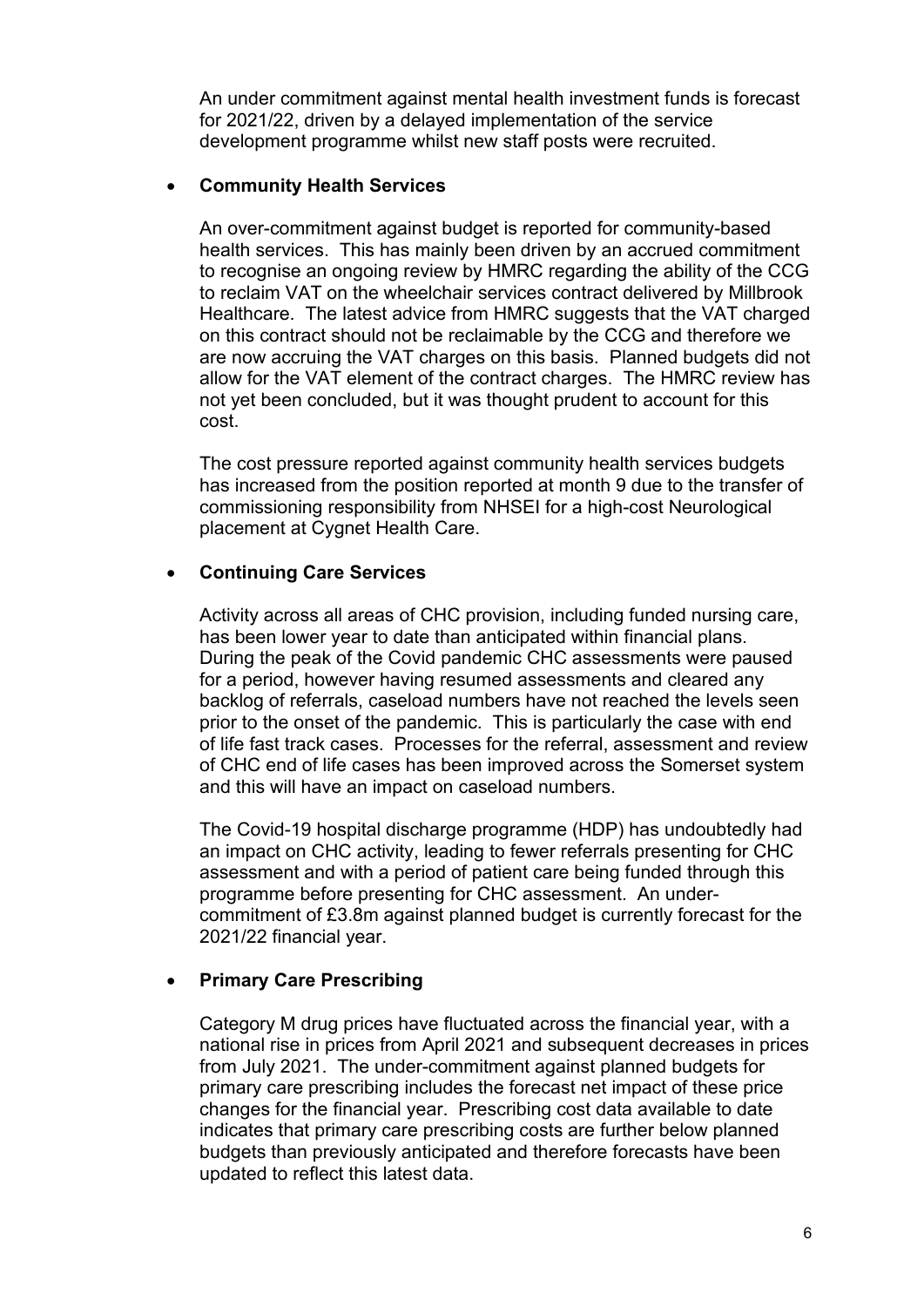An under commitment against mental health investment funds is forecast for 2021/22, driven by a delayed implementation of the service development programme whilst new staff posts were recruited.

- **Community Health Services**

  An over-commitment against budget is reported for community-based health services. This has mainly been driven by an accrued commitment to recognise an ongoing review by HMRC regarding the ability of the CCG to reclaim VAT on the wheelchair services contract delivered by Millbrook Healthcare. The latest advice from HMRC suggests that the VAT charged on this contract should not be reclaimable by the CCG and therefore we are now accruing the VAT charges on this basis. Planned budgets did not allow for the VAT element of the contract charges. The HMRC review has not yet been concluded, but it was thought prudent to account for this cost.

  The cost pressure reported against community health services budgets has increased from the position reported at month 9 due to the transfer of commissioning responsibility from NHSEI for a high-cost Neurological placement at Cygnet Health Care.

- **Continuing Care Services**

  Activity across all areas of CHC provision, including funded nursing care, has been lower year to date than anticipated within financial plans. During the peak of the Covid pandemic CHC assessments were paused for a period, however having resumed assessments and cleared any backlog of referrals, caseload numbers have not reached the levels seen prior to the onset of the pandemic. This is particularly the case with end of life fast track cases. Processes for the referral, assessment and review of CHC end of life cases has been improved across the Somerset system and this will have an impact on caseload numbers.

  The Covid-19 hospital discharge programme (HDP) has undoubtedly had an impact on CHC activity, leading to fewer referrals presenting for CHC assessment and with a period of patient care being funded through this programme before presenting for CHC assessment. An under-commitment of £3.8m against planned budget is currently forecast for the 2021/22 financial year.

- **Primary Care Prescribing**

  Category M drug prices have fluctuated across the financial year, with a national rise in prices from April 2021 and subsequent decreases in prices from July 2021. The under-commitment against planned budgets for primary care prescribing includes the forecast net impact of these price changes for the financial year. Prescribing cost data available to date indicates that primary care prescribing costs are further below planned budgets than previously anticipated and therefore forecasts have been updated to reflect this latest data.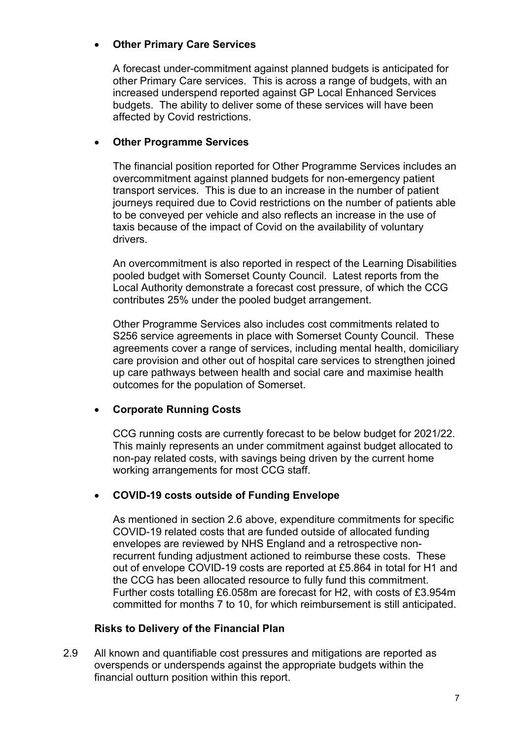- **Other Primary Care Services**

  A forecast under-commitment against planned budgets is anticipated for other Primary Care services. This is across a range of budgets, with an increased underspend reported against GP Local Enhanced Services budgets. The ability to deliver some of these services will have been affected by Covid restrictions.

- **Other Programme Services**

  The financial position reported for Other Programme Services includes an overcommitment against planned budgets for non-emergency patient transport services. This is due to an increase in the number of patient journeys required due to Covid restrictions on the number of patients able to be conveyed per vehicle and also reflects an increase in the use of taxis because of the impact of Covid on the availability of voluntary drivers.

  An overcommitment is also reported in respect of the Learning Disabilities pooled budget with Somerset County Council. Latest reports from the Local Authority demonstrate a forecast cost pressure, of which the CCG contributes 25% under the pooled budget arrangement.

  Other Programme Services also includes cost commitments related to S256 service agreements in place with Somerset County Council. These agreements cover a range of services, including mental health, domiciliary care provision and other out of hospital care services to strengthen joined up care pathways between health and social care and maximise health outcomes for the population of Somerset.

- **Corporate Running Costs**

  CCG running costs are currently forecast to be below budget for 2021/22. This mainly represents an under commitment against budget allocated to non-pay related costs, with savings being driven by the current home working arrangements for most CCG staff.

- **COVID-19 costs outside of Funding Envelope**

  As mentioned in section 2.6 above, expenditure commitments for specific COVID-19 related costs that are funded outside of allocated funding envelopes are reviewed by NHS England and a retrospective non-recurrent funding adjustment actioned to reimburse these costs. These out of envelope COVID-19 costs are reported at £5.864 in total for H1 and the CCG has been allocated resource to fully fund this commitment. Further costs totalling £6.058m are forecast for H2, with costs of £3.954m committed for months 7 to 10, for which reimbursement is still anticipated.

**Risks to Delivery of the Financial Plan**

2.9 All known and quantifiable cost pressures and mitigations are reported as overspends or underspends against the appropriate budgets within the financial outturn position within this report.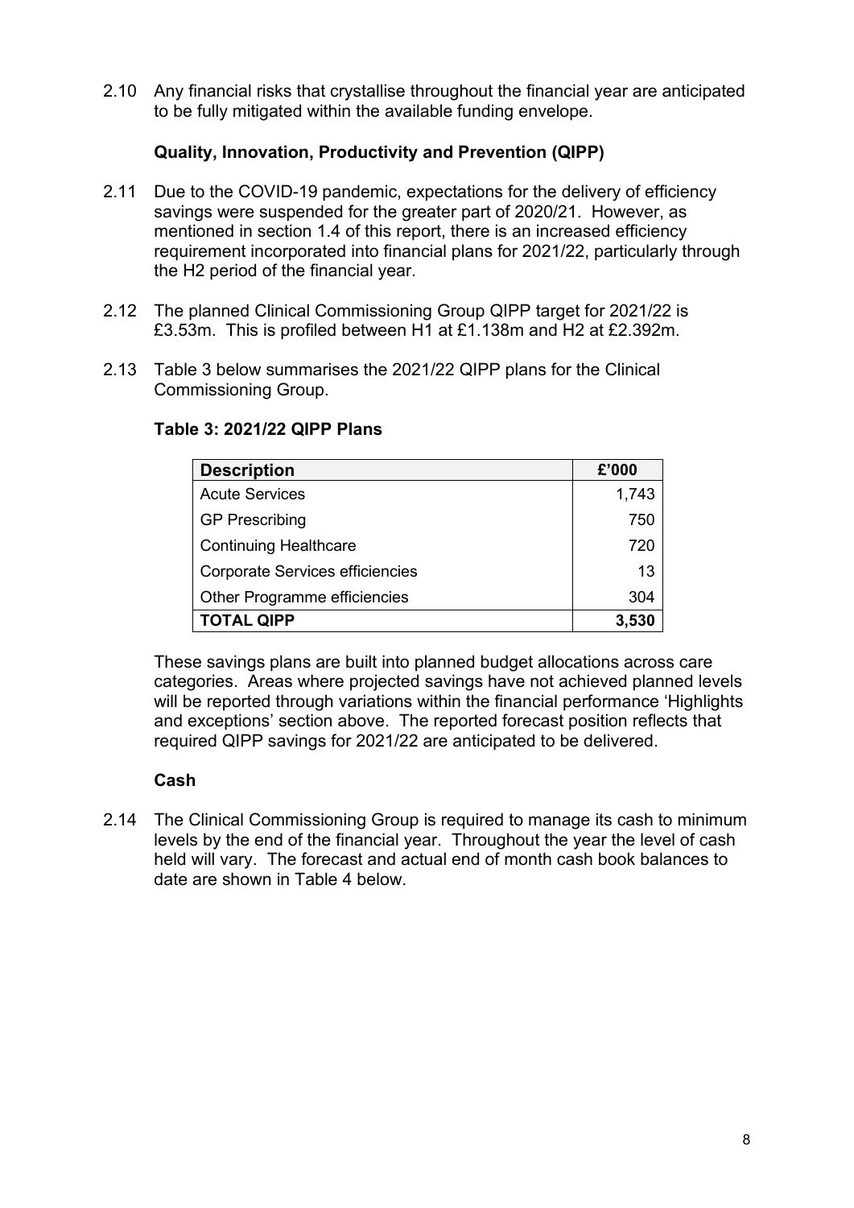2.10 Any financial risks that crystallise throughout the financial year are anticipated to be fully mitigated within the available funding envelope.

**Quality, Innovation, Productivity and Prevention (QIPP)**

2.11 Due to the COVID-19 pandemic, expectations for the delivery of efficiency savings were suspended for the greater part of 2020/21. However, as mentioned in section 1.4 of this report, there is an increased efficiency requirement incorporated into financial plans for 2021/22, particularly through the H2 period of the financial year.

2.12 The planned Clinical Commissioning Group QIPP target for 2021/22 is £3.53m. This is profiled between H1 at £1.138m and H2 at £2.392m.

2.13 Table 3 below summarises the 2021/22 QIPP plans for the Clinical Commissioning Group.

**Table 3: 2021/22 QIPP Plans**

| Description | £'000 |
| --- | --- |
| Acute Services | 1,743 |
| GP Prescribing | 750 |
| Continuing Healthcare | 720 |
| Corporate Services efficiencies | 13 |
| Other Programme efficiencies | 304 |
| **TOTAL QIPP** | **3,530** |

These savings plans are built into planned budget allocations across care categories. Areas where projected savings have not achieved planned levels will be reported through variations within the financial performance 'Highlights and exceptions' section above. The reported forecast position reflects that required QIPP savings for 2021/22 are anticipated to be delivered.

**Cash**

2.14 The Clinical Commissioning Group is required to manage its cash to minimum levels by the end of the financial year. Throughout the year the level of cash held will vary. The forecast and actual end of month cash book balances to date are shown in Table 4 below.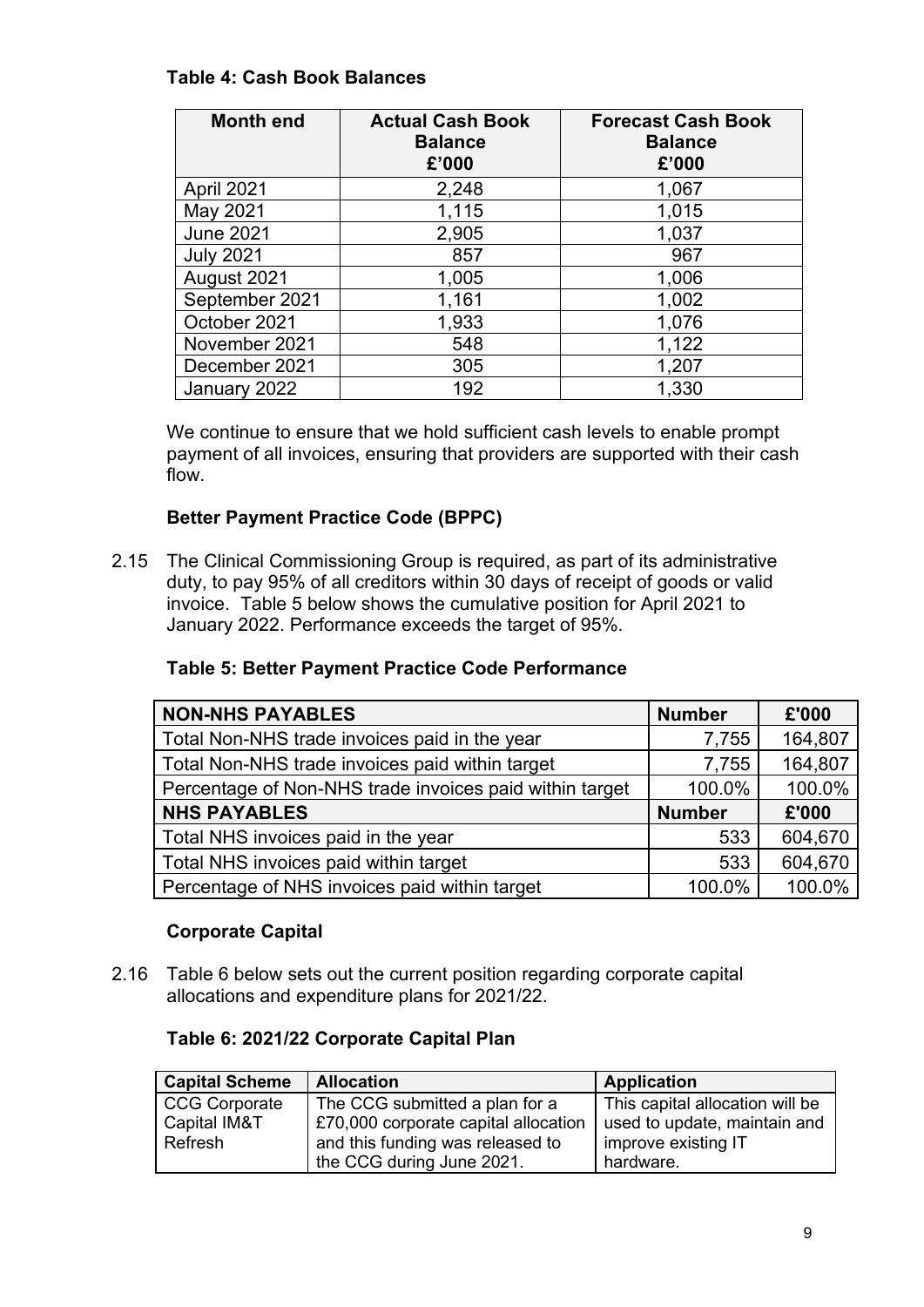**Table 4: Cash Book Balances**

| Month end | Actual Cash Book Balance £'000 | Forecast Cash Book Balance £'000 |
|---|---|---|
| April 2021 | 2,248 | 1,067 |
| May 2021 | 1,115 | 1,015 |
| June 2021 | 2,905 | 1,037 |
| July 2021 | 857 | 967 |
| August 2021 | 1,005 | 1,006 |
| September 2021 | 1,161 | 1,002 |
| October 2021 | 1,933 | 1,076 |
| November 2021 | 548 | 1,122 |
| December 2021 | 305 | 1,207 |
| January 2022 | 192 | 1,330 |

We continue to ensure that we hold sufficient cash levels to enable prompt payment of all invoices, ensuring that providers are supported with their cash flow.

**Better Payment Practice Code (BPPC)**

2.15 The Clinical Commissioning Group is required, as part of its administrative duty, to pay 95% of all creditors within 30 days of receipt of goods or valid invoice. Table 5 below shows the cumulative position for April 2021 to January 2022. Performance exceeds the target of 95%.

**Table 5: Better Payment Practice Code Performance**

| NON-NHS PAYABLES | Number | £'000 |
|---|---|---|
| Total Non-NHS trade invoices paid in the year | 7,755 | 164,807 |
| Total Non-NHS trade invoices paid within target | 7,755 | 164,807 |
| Percentage of Non-NHS trade invoices paid within target | 100.0% | 100.0% |
| **NHS PAYABLES** | **Number** | **£'000** |
| Total NHS invoices paid in the year | 533 | 604,670 |
| Total NHS invoices paid within target | 533 | 604,670 |
| Percentage of NHS invoices paid within target | 100.0% | 100.0% |

**Corporate Capital**

2.16 Table 6 below sets out the current position regarding corporate capital allocations and expenditure plans for 2021/22.

**Table 6: 2021/22 Corporate Capital Plan**

| Capital Scheme | Allocation | Application |
|---|---|---|
| CCG Corporate Capital IM&T Refresh | The CCG submitted a plan for a £70,000 corporate capital allocation and this funding was released to the CCG during June 2021. | This capital allocation will be used to update, maintain and improve existing IT hardware. |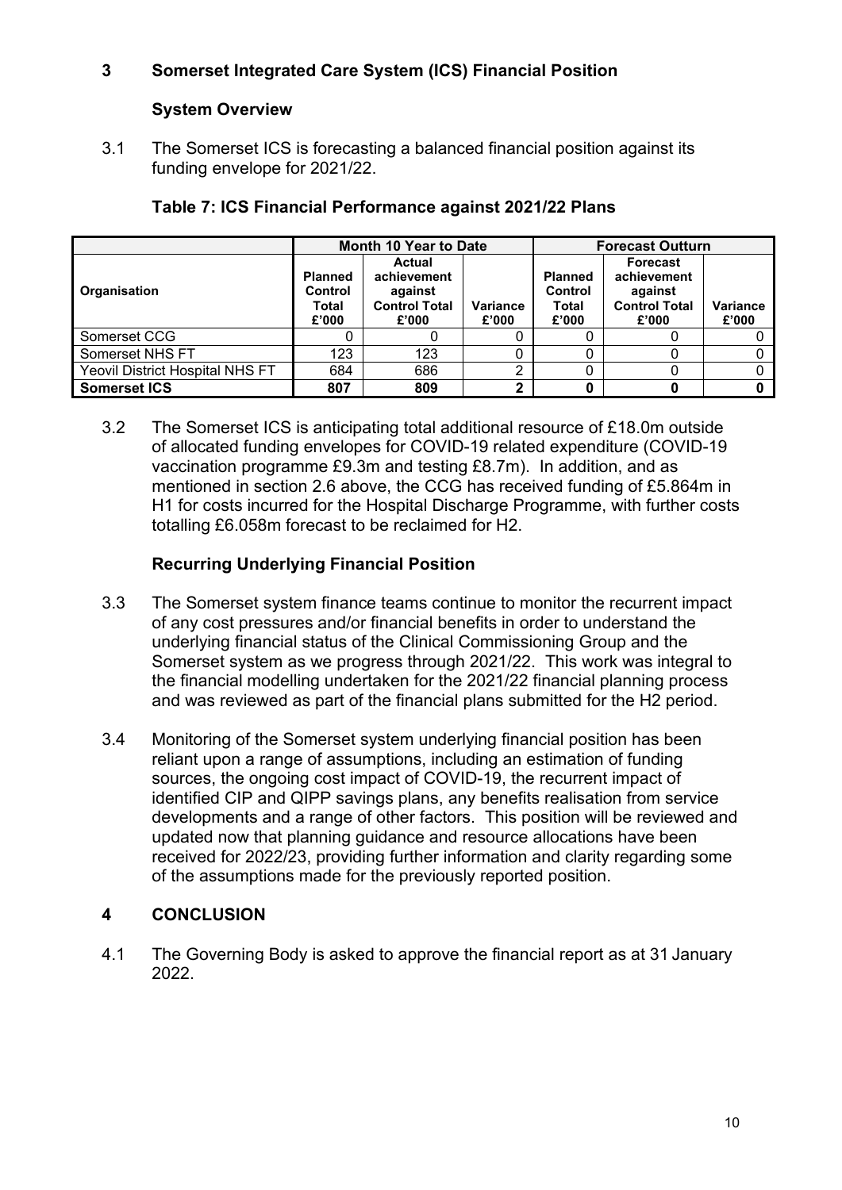## 3 Somerset Integrated Care System (ICS) Financial Position

### System Overview

3.1 The Somerset ICS is forecasting a balanced financial position against its funding envelope for 2021/22.

**Table 7: ICS Financial Performance against 2021/22 Plans**

| | Month 10 Year to Date | | | Forecast Outturn | | |
|---|---|---|---|---|---|---|
| **Organisation** | **Planned Control Total £'000** | **Actual achievement against Control Total £'000** | **Variance £'000** | **Planned Control Total £'000** | **Forecast achievement against Control Total £'000** | **Variance £'000** |
| Somerset CCG | 0 | 0 | 0 | 0 | 0 | 0 |
| Somerset NHS FT | 123 | 123 | 0 | 0 | 0 | 0 |
| Yeovil District Hospital NHS FT | 684 | 686 | 2 | 0 | 0 | 0 |
| **Somerset ICS** | **807** | **809** | **2** | **0** | **0** | **0** |

3.2 The Somerset ICS is anticipating total additional resource of £18.0m outside of allocated funding envelopes for COVID-19 related expenditure (COVID-19 vaccination programme £9.3m and testing £8.7m). In addition, and as mentioned in section 2.6 above, the CCG has received funding of £5.864m in H1 for costs incurred for the Hospital Discharge Programme, with further costs totalling £6.058m forecast to be reclaimed for H2.

### Recurring Underlying Financial Position

3.3 The Somerset system finance teams continue to monitor the recurrent impact of any cost pressures and/or financial benefits in order to understand the underlying financial status of the Clinical Commissioning Group and the Somerset system as we progress through 2021/22. This work was integral to the financial modelling undertaken for the 2021/22 financial planning process and was reviewed as part of the financial plans submitted for the H2 period.

3.4 Monitoring of the Somerset system underlying financial position has been reliant upon a range of assumptions, including an estimation of funding sources, the ongoing cost impact of COVID-19, the recurrent impact of identified CIP and QIPP savings plans, any benefits realisation from service developments and a range of other factors. This position will be reviewed and updated now that planning guidance and resource allocations have been received for 2022/23, providing further information and clarity regarding some of the assumptions made for the previously reported position.

## 4 CONCLUSION

4.1 The Governing Body is asked to approve the financial report as at 31 January 2022.